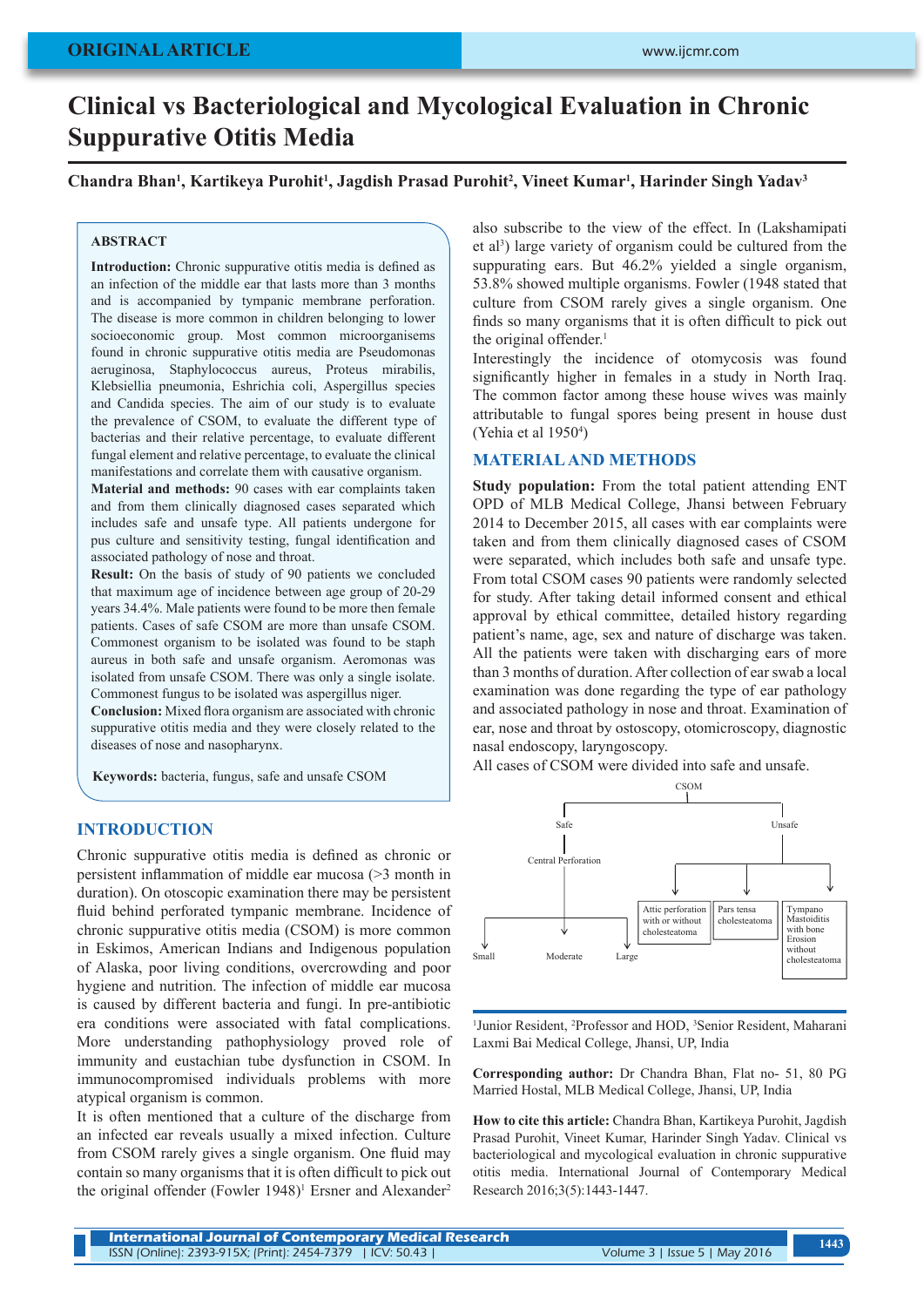ORIGINAL ARTICLE

# Clinical vs Bacteriological and Mycological Evaluation in Chronic Suppurative Otitis Media

**Chandra Bhan[1], Kartikeya Purohit[1], Jagdish Prasad Purohit[2], Vineet Kumar[1], Harinder Singh Yadav[3]**

## ABSTRACT

**Introduction:** Chronic suppurative otitis media is defined as an infection of the middle ear that lasts more than 3 months and is accompanied by tympanic membrane perforation. The disease is more common in children belonging to lower socioeconomic group. Most common microorganisems found in chronic suppurative otitis media are Pseudomonas aeruginosa, Staphylococcus aureus, Proteus mirabilis, Klebsiellia pneumonia, Eshrichia coli, Aspergillus species and Candida species. The aim of our study is to evaluate the prevalence of CSOM, to evaluate the different type of bacterias and their relative percentage, to evaluate different fungal element and relative percentage, to evaluate the clinical manifestations and correlate them with causative organism.

**Material and methods:** 90 cases with ear complaints taken and from them clinically diagnosed cases separated which includes safe and unsafe type. All patients undergone for pus culture and sensitivity testing, fungal identification and associated pathology of nose and throat.

**Result:** On the basis of study of 90 patients we concluded that maximum age of incidence between age group of 20-29 years 34.4%. Male patients were found to be more then female patients. Cases of safe CSOM are more than unsafe CSOM. Commonest organism to be isolated was found to be staph aureus in both safe and unsafe organism. Aeromonas was isolated from unsafe CSOM. There was only a single isolate. Commonest fungus to be isolated was aspergillus niger.

**Conclusion:** Mixed flora organism are associated with chronic suppurative otitis media and they were closely related to the diseases of nose and nasopharynx.

**Keywords:** bacteria, fungus, safe and unsafe CSOM

## INTRODUCTION

Chronic suppurative otitis media is defined as chronic or persistent inflammation of middle ear mucosa (>3 month in duration). On otoscopic examination there may be persistent fluid behind perforated tympanic membrane. Incidence of chronic suppurative otitis media (CSOM) is more common in Eskimos, American Indians and Indigenous population of Alaska, poor living conditions, overcrowding and poor hygiene and nutrition. The infection of middle ear mucosa is caused by different bacteria and fungi. In pre-antibiotic era conditions were associated with fatal complications. More understanding pathophysiology proved role of immunity and eustachian tube dysfunction in CSOM. In immunocompromised individuals problems with more atypical organism is common.

It is often mentioned that a culture of the discharge from an infected ear reveals usually a mixed infection. Culture from CSOM rarely gives a single organism. One fluid may contain so many organisms that it is often difficult to pick out the original offender (Fowler 1948)[1] Ersner and Alexander[2] also subscribe to the view of the effect. In (Lakshamipati et al[3]) large variety of organism could be cultured from the suppurating ears. But 46.2% yielded a single organism, 53.8% showed multiple organisms. Fowler (1948 stated that culture from CSOM rarely gives a single organism. One finds so many organisms that it is often difficult to pick out the original offender.[1]

Interestingly the incidence of otomycosis was found significantly higher in females in a study in North Iraq. The common factor among these house wives was mainly attributable to fungal spores being present in house dust (Yehia et al 1950[4])

## MATERIAL AND METHODS

**Study population:** From the total patient attending ENT OPD of MLB Medical College, Jhansi between February 2014 to December 2015, all cases with ear complaints were taken and from them clinically diagnosed cases of CSOM were separated, which includes both safe and unsafe type. From total CSOM cases 90 patients were randomly selected for study. After taking detail informed consent and ethical approval by ethical committee, detailed history regarding patient's name, age, sex and nature of discharge was taken. All the patients were taken with discharging ears of more than 3 months of duration. After collection of ear swab a local examination was done regarding the type of ear pathology and associated pathology in nose and throat. Examination of ear, nose and throat by ostoscopy, otomicroscopy, diagnostic nasal endoscopy, laryngoscopy.

All cases of CSOM were divided into safe and unsafe.

- CSOM
  - Safe
    - Central Perforation
      - Small
      - Moderate
      - Large
  - Unsafe
    - Attic perforation with or without cholesteatoma
    - Pars tensa cholesteatoma
    - Tympano Mastoiditis with bone Erosion without cholesteatoma

[1]Junior Resident, [2]Professor and HOD, [3]Senior Resident, Maharani Laxmi Bai Medical College, Jhansi, UP, India

**Corresponding author:** Dr Chandra Bhan, Flat no- 51, 80 PG Married Hostal, MLB Medical College, Jhansi, UP, India

**How to cite this article:** Chandra Bhan, Kartikeya Purohit, Jagdish Prasad Purohit, Vineet Kumar, Harinder Singh Yadav. Clinical vs bacteriological and mycological evaluation in chronic suppurative otitis media. International Journal of Contemporary Medical Research 2016;3(5):1443-1447.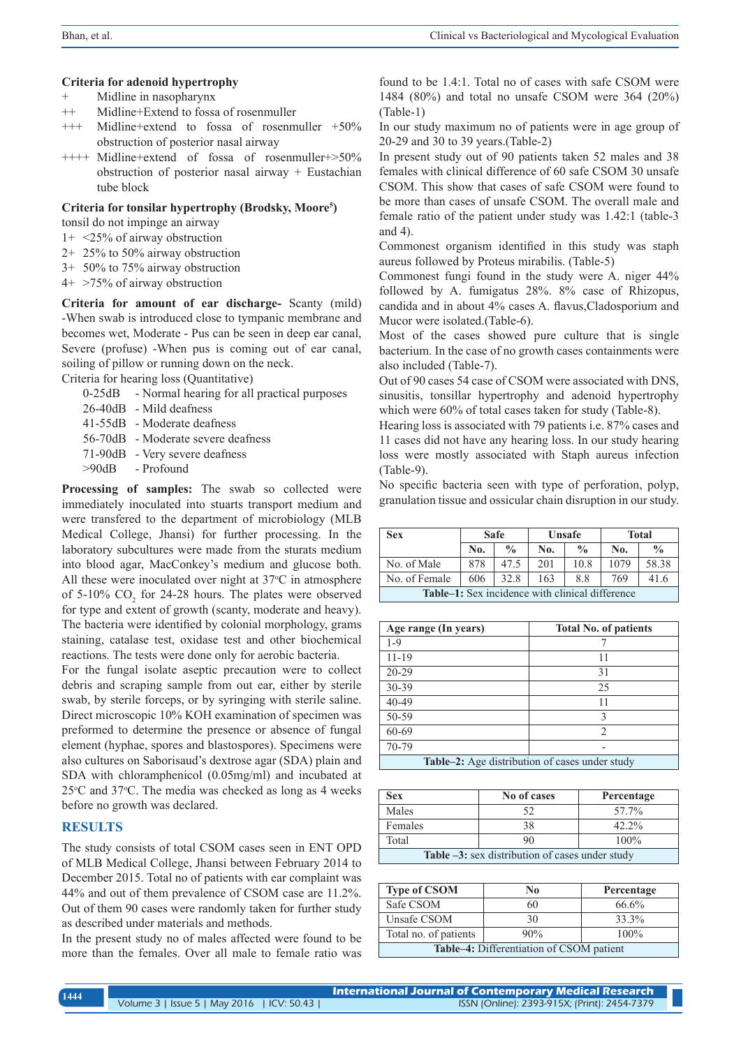**Criteria for adenoid hypertrophy**

- \+ Midline in nasopharynx
- ++ Midline+Extend to fossa of rosenmuller
- +++ Midline+extend to fossa of rosenmuller +50% obstruction of posterior nasal airway
- ++++ Midline+extend of fossa of rosenmuller+>50% obstruction of posterior nasal airway + Eustachian tube block

**Criteria for tonsilar hypertrophy (Brodsky, Moore[5])**

tonsil do not impinge an airway

- 1+ <25% of airway obstruction
- 2+ 25% to 50% airway obstruction
- 3+ 50% to 75% airway obstruction
- 4+ >75% of airway obstruction

**Criteria for amount of ear discharge-** Scanty (mild) -When swab is introduced close to tympanic membrane and becomes wet, Moderate - Pus can be seen in deep ear canal, Severe (profuse) -When pus is coming out of ear canal, soiling of pillow or running down on the neck.

Criteria for hearing loss (Quantitative)

- 0-25dB - Normal hearing for all practical purposes
- 26-40dB - Mild deafness
- 41-55dB - Moderate deafness
- 56-70dB - Moderate severe deafness
- 71-90dB - Very severe deafness
- >90dB - Profound

**Processing of samples:** The swab so collected were immediately inoculated into stuarts transport medium and were transfered to the department of microbiology (MLB Medical College, Jhansi) for further processing. In the laboratory subcultures were made from the sturats medium into blood agar, MacConkey's medium and glucose both. All these were inoculated over night at 37°C in atmosphere of 5-10% $CO_2$ for 24-28 hours. The plates were observed for type and extent of growth (scanty, moderate and heavy). The bacteria were identified by colonial morphology, grams staining, catalase test, oxidase test and other biochemical reactions. The tests were done only for aerobic bacteria.

For the fungal isolate aseptic precaution were to collect debris and scraping sample from out ear, either by sterile swab, by sterile forceps, or by syringing with sterile saline. Direct microscopic 10% KOH examination of specimen was preformed to determine the presence or absence of fungal element (hyphae, spores and blastospores). Specimens were also cultures on Saborisaud's dextrose agar (SDA) plain and SDA with chloramphenicol (0.05mg/ml) and incubated at 25°C and 37°C. The media was checked as long as 4 weeks before no growth was declared.

## RESULTS

The study consists of total CSOM cases seen in ENT OPD of MLB Medical College, Jhansi between February 2014 to December 2015. Total no of patients with ear complaint was 44% and out of them prevalence of CSOM case are 11.2%. Out of them 90 cases were randomly taken for further study as described under materials and methods.

In the present study no of males affected were found to be more than the females. Over all male to female ratio was found to be 1.4:1. Total no of cases with safe CSOM were 1484 (80%) and total no unsafe CSOM were 364 (20%) (Table-1)

In our study maximum no of patients were in age group of 20-29 and 30 to 39 years.(Table-2)

In present study out of 90 patients taken 52 males and 38 females with clinical difference of 60 safe CSOM 30 unsafe CSOM. This show that cases of safe CSOM were found to be more than cases of unsafe CSOM. The overall male and female ratio of the patient under study was 1.42:1 (table-3 and 4).

Commonest organism identified in this study was staph aureus followed by Proteus mirabilis. (Table-5)

Commonest fungi found in the study were A. niger 44% followed by A. fumigatus 28%. 8% case of Rhizopus, candida and in about 4% cases A. flavus,Cladosporium and Mucor were isolated.(Table-6).

Most of the cases showed pure culture that is single bacterium. In the case of no growth cases containments were also included (Table-7).

Out of 90 cases 54 case of CSOM were associated with DNS, sinusitis, tonsillar hypertrophy and adenoid hypertrophy which were 60% of total cases taken for study (Table-8).

Hearing loss is associated with 79 patients i.e. 87% cases and 11 cases did not have any hearing loss. In our study hearing loss were mostly associated with Staph aureus infection (Table-9).

No specific bacteria seen with type of perforation, polyp, granulation tissue and ossicular chain disruption in our study.

| Sex | Safe | | Unsafe | | Total | |
|---|---|---|---|---|---|---|
| | No. | % | No. | % | No. | % |
| No. of Male | 878 | 47.5 | 201 | 10.8 | 1079 | 58.38 |
| No. of Female | 606 | 32.8 | 163 | 8.8 | 769 | 41.6 |

**Table–1:** Sex incidence with clinical difference

| Age range (In years) | Total No. of patients |
|---|---|
| 1-9 | 7 |
| 11-19 | 11 |
| 20-29 | 31 |
| 30-39 | 25 |
| 40-49 | 11 |
| 50-59 | 3 |
| 60-69 | 2 |
| 70-79 | - |

**Table–2:** Age distribution of cases under study

| Sex | No of cases | Percentage |
|---|---|---|
| Males | 52 | 57.7% |
| Females | 38 | 42.2% |
| Total | 90 | 100% |

**Table –3:** sex distribution of cases under study

| Type of CSOM | No | Percentage |
|---|---|---|
| Safe CSOM | 60 | 66.6% |
| Unsafe CSOM | 30 | 33.3% |
| Total no. of patients | 90% | 100% |

**Table–4:** Differentiation of CSOM patient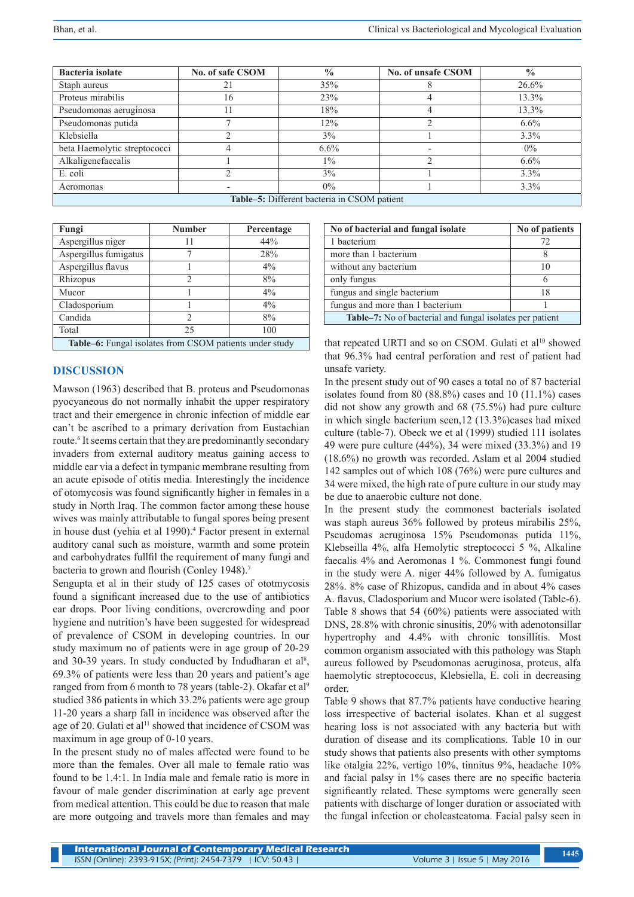| Bacteria isolate | No. of safe CSOM | % | No. of unsafe CSOM | % |
|---|---|---|---|---|
| Staph aureus | 21 | 35% | 8 | 26.6% |
| Proteus mirabilis | 16 | 23% | 4 | 13.3% |
| Pseudomonas aeruginosa | 11 | 18% | 4 | 13.3% |
| Pseudomonas putida | 7 | 12% | 2 | 6.6% |
| Klebsiella | 2 | 3% | 1 | 3.3% |
| beta Haemolytic streptococci | 4 | 6.6% | - | 0% |
| Alkaligenefaecalis | 1 | 1% | 2 | 6.6% |
| E. coli | 2 | 3% | 1 | 3.3% |
| Aeromonas | - | 0% | 1 | 3.3% |

**Table–5:** Different bacteria in CSOM patient

| Fungi | Number | Percentage |
|---|---|---|
| Aspergillus niger | 11 | 44% |
| Aspergillus fumigatus | 7 | 28% |
| Aspergillus flavus | 1 | 4% |
| Rhizopus | 2 | 8% |
| Mucor | 1 | 4% |
| Cladosporium | 1 | 4% |
| Candida | 2 | 8% |
| Total | 25 | 100 |

**Table–6:** Fungal isolates from CSOM patients under study

| No of bacterial and fungal isolate | No of patients |
|---|---|
| 1 bacterium | 72 |
| more than 1 bacterium | 8 |
| without any bacterium | 10 |
| only fungus | 6 |
| fungus and single bacterium | 18 |
| fungus and more than 1 bacterium | 1 |

**Table–7:** No of bacterial and fungal isolates per patient

## DISCUSSION

Mawson (1963) described that B. proteus and Pseudomonas pyocyaneous do not normally inhabit the upper respiratory tract and their emergence in chronic infection of middle ear can't be ascribed to a primary derivation from Eustachian route.[6] It seems certain that they are predominantly secondary invaders from external auditory meatus gaining access to middle ear via a defect in tympanic membrane resulting from an acute episode of otitis media. Interestingly the incidence of otomycosis was found significantly higher in females in a study in North Iraq. The common factor among these house wives was mainly attributable to fungal spores being present in house dust (yehia et al 1990).[4] Factor present in external auditory canal such as moisture, warmth and some protein and carbohydrates fullfil the requirement of many fungi and bacteria to grown and flourish (Conley 1948).[7]

Sengupta et al in their study of 125 cases of ototmycosis found a significant increased due to the use of antibiotics ear drops. Poor living conditions, overcrowding and poor hygiene and nutrition's have been suggested for widespread of prevalence of CSOM in developing countries. In our study maximum no of patients were in age group of 20-29 and 30-39 years. In study conducted by Indudharan et al[8], 69.3% of patients were less than 20 years and patient's age ranged from from 6 month to 78 years (table-2). Okafar et al[9] studied 386 patients in which 33.2% patients were age group 11-20 years a sharp fall in incidence was observed after the age of 20. Gulati et al[11] showed that incidence of CSOM was maximum in age group of 0-10 years.

In the present study no of males affected were found to be more than the females. Over all male to female ratio was found to be 1.4:1. In India male and female ratio is more in favour of male gender discrimination at early age prevent from medical attention. This could be due to reason that male are more outgoing and travels more than females and may that repeated URTI and so on CSOM. Gulati et al[10] showed that 96.3% had central perforation and rest of patient had unsafe variety.

In the present study out of 90 cases a total no of 87 bacterial isolates found from 80 (88.8%) cases and 10 (11.1%) cases did not show any growth and 68 (75.5%) had pure culture in which single bacterium seen,12 (13.3%)cases had mixed culture (table-7). Obeck we et al (1999) studied 111 isolates 49 were pure culture (44%), 34 were mixed (33.3%) and 19 (18.6%) no growth was recorded. Aslam et al 2004 studied 142 samples out of which 108 (76%) were pure cultures and 34 were mixed, the high rate of pure culture in our study may be due to anaerobic culture not done.

In the present study the commonest bacterials isolated was staph aureus 36% followed by proteus mirabilis 25%, Pseudomas aeruginosa 15% Pseudomonas putida 11%, Klebseilla 4%, alfa Hemolytic streptococci 5 %, Alkaline faecalis 4% and Aeromonas 1 %. Commonest fungi found in the study were A. niger 44% followed by A. fumigatus 28%. 8% case of Rhizopus, candida and in about 4% cases A. flavus, Cladosporium and Mucor were isolated (Table-6). Table 8 shows that 54 (60%) patients were associated with DNS, 28.8% with chronic sinusitis, 20% with adenotonsillar hypertrophy and 4.4% with chronic tonsillitis. Most common organism associated with this pathology was Staph aureus followed by Pseudomonas aeruginosa, proteus, alfa haemolytic streptococcus, Klebsiella, E. coli in decreasing order.

Table 9 shows that 87.7% patients have conductive hearing loss irrespective of bacterial isolates. Khan et al suggest hearing loss is not associated with any bacteria but with duration of disease and its complications. Table 10 in our study shows that patients also presents with other symptoms like otalgia 22%, vertigo 10%, tinnitus 9%, headache 10% and facial palsy in 1% cases there are no specific bacteria significantly related. These symptoms were generally seen patients with discharge of longer duration or associated with the fungal infection or choleasteatoma. Facial palsy seen in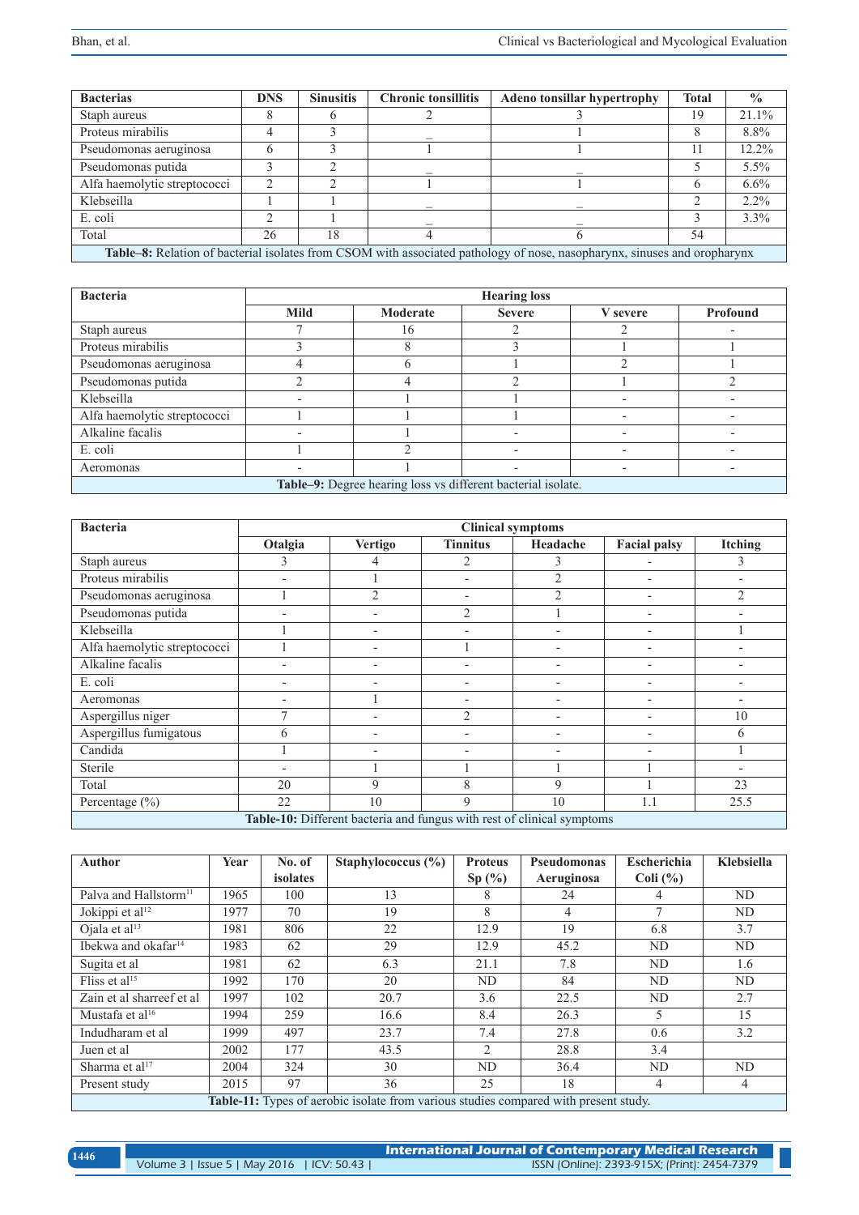| Bacterias | DNS | Sinusitis | Chronic tonsillitis | Adeno tonsillar hypertrophy | Total | % |
|---|---|---|---|---|---|---|
| Staph aureus | 8 | 6 | 2 | 3 | 19 | 21.1% |
| Proteus mirabilis | 4 | 3 | _ | 1 | 8 | 8.8% |
| Pseudomonas aeruginosa | 6 | 3 | 1 | 1 | 11 | 12.2% |
| Pseudomonas putida | 3 | 2 | _ | _ | 5 | 5.5% |
| Alfa haemolytic streptococci | 2 | 2 | 1 | 1 | 6 | 6.6% |
| Klebseilla | 1 | 1 | _ | _ | 2 | 2.2% |
| E. coli | 2 | 1 | _ | _ | 3 | 3.3% |
| Total | 26 | 18 | 4 | 6 | 54 | |

**Table–8:** Relation of bacterial isolates from CSOM with associated pathology of nose, nasopharynx, sinuses and oropharynx

| Bacteria | Hearing loss | | | | |
|---|---|---|---|---|---|
| | Mild | Moderate | Severe | V severe | Profound |
| Staph aureus | 7 | 16 | 2 | 2 | - |
| Proteus mirabilis | 3 | 8 | 3 | 1 | 1 |
| Pseudomonas aeruginosa | 4 | 6 | 1 | 2 | 1 |
| Pseudomonas putida | 2 | 4 | 2 | 1 | 2 |
| Klebseilla | - | 1 | 1 | - | - |
| Alfa haemolytic streptococci | 1 | 1 | 1 | - | - |
| Alkaline facalis | - | 1 | - | - | - |
| E. coli | 1 | 2 | - | - | - |
| Aeromonas | - | 1 | - | - | - |

**Table–9:** Degree hearing loss vs different bacterial isolate.

| Bacteria | Clinical symptoms | | | | | |
|---|---|---|---|---|---|---|
| | Otalgia | Vertigo | Tinnitus | Headache | Facial palsy | Itching |
| Staph aureus | 3 | 4 | 2 | 3 | - | 3 |
| Proteus mirabilis | - | 1 | - | 2 | - | - |
| Pseudomonas aeruginosa | 1 | 2 | - | 2 | - | 2 |
| Pseudomonas putida | - | - | 2 | 1 | - | - |
| Klebseilla | 1 | - | - | - | - | 1 |
| Alfa haemolytic streptococci | 1 | - | 1 | - | - | - |
| Alkaline facalis | - | - | - | - | - | - |
| E. coli | - | - | - | - | - | - |
| Aeromonas | - | 1 | - | - | - | - |
| Aspergillus niger | 7 | - | 2 | - | - | 10 |
| Aspergillus fumigatous | 6 | - | - | - | - | 6 |
| Candida | 1 | - | - | - | - | 1 |
| Sterile | - | 1 | 1 | 1 | 1 | - |
| Total | 20 | 9 | 8 | 9 | 1 | 23 |
| Percentage (%) | 22 | 10 | 9 | 10 | 1.1 | 25.5 |

**Table-10:** Different bacteria and fungus with rest of clinical symptoms

| Author | Year | No. of isolates | Staphylococcus (%) | Proteus Sp (%) | Pseudomonas Aeruginosa | Escherichia Coli (%) | Klebsiella |
|---|---|---|---|---|---|---|---|
| Palva and Hallstorm[11] | 1965 | 100 | 13 | 8 | 24 | 4 | ND |
| Jokippi et al[12] | 1977 | 70 | 19 | 8 | 4 | 7 | ND |
| Ojala et al[13] | 1981 | 806 | 22 | 12.9 | 19 | 6.8 | 3.7 |
| Ibekwa and okafar[14] | 1983 | 62 | 29 | 12.9 | 45.2 | ND | ND |
| Sugita et al | 1981 | 62 | 6.3 | 21.1 | 7.8 | ND | 1.6 |
| Fliss et al[15] | 1992 | 170 | 20 | ND | 84 | ND | ND |
| Zain et al sharreef et al | 1997 | 102 | 20.7 | 3.6 | 22.5 | ND | 2.7 |
| Mustafa et al[16] | 1994 | 259 | 16.6 | 8.4 | 26.3 | 5 | 15 |
| Indudharam et al | 1999 | 497 | 23.7 | 7.4 | 27.8 | 0.6 | 3.2 |
| Juen et al | 2002 | 177 | 43.5 | 2 | 28.8 | 3.4 | |
| Sharma et al[17] | 2004 | 324 | 30 | ND | 36.4 | ND | ND |
| Present study | 2015 | 97 | 36 | 25 | 18 | 4 | 4 |

**Table-11:** Types of aerobic isolate from various studies compared with present study.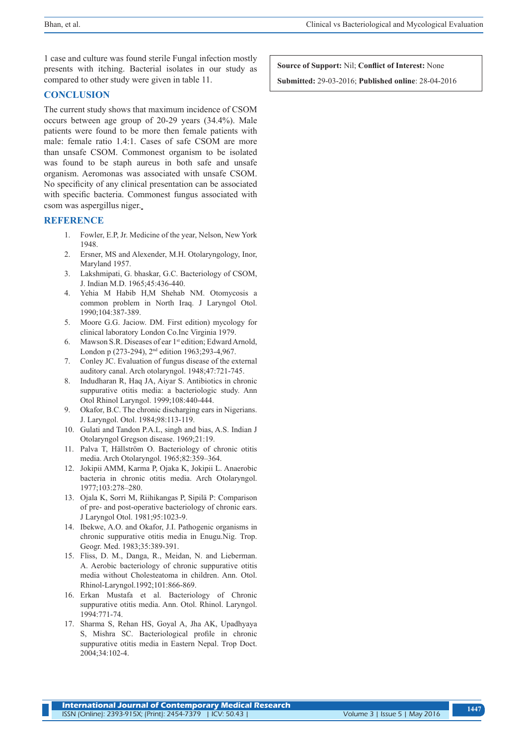1 case and culture was found sterile Fungal infection mostly presents with itching. Bacterial isolates in our study as compared to other study were given in table 11.

## CONCLUSION

The current study shows that maximum incidence of CSOM occurs between age group of 20-29 years (34.4%). Male patients were found to be more then female patients with male: female ratio 1.4:1. Cases of safe CSOM are more than unsafe CSOM. Commonest organism to be isolated was found to be staph aureus in both safe and unsafe organism. Aeromonas was associated with unsafe CSOM. No specificity of any clinical presentation can be associated with specific bacteria. Commonest fungus associated with csom was aspergillus niger.

## REFERENCE

1. Fowler, E.P, Jr. Medicine of the year, Nelson, New York 1948.
2. Ersner, MS and Alexender, M.H. Otolaryngology, Inor, Maryland 1957.
3. Lakshmipati, G. bhaskar, G.C. Bacteriology of CSOM, J. Indian M.D. 1965;45:436-440.
4. Yehia M Habib H,M Shehab NM. Otomycosis a common problem in North Iraq. J Laryngol Otol. 1990;104:387-389.
5. Moore G.G. Jaciow. DM. First edition) mycology for clinical laboratory London Co.Inc Virginia 1979.
6. Mawson S.R. Diseases of ear 1st edition; Edward Arnold, London p (273-294), 2nd edition 1963;293-4,967.
7. Conley JC. Evaluation of fungus disease of the external auditory canal. Arch otolaryngol. 1948;47:721-745.
8. Indudharan R, Haq JA, Aiyar S. Antibiotics in chronic suppurative otitis media: a bacteriologic study. Ann Otol Rhinol Laryngol. 1999;108:440-444.
9. Okafor, B.C. The chronic discharging ears in Nigerians. J. Laryngol. Otol. 1984;98:113-119.
10. Gulati and Tandon P.A.L, singh and bias, A.S. Indian J Otolaryngol Gregson disease. 1969;21:19.
11. Palva T, Hällström O. Bacteriology of chronic otitis media. Arch Otolaryngol. 1965;82:359–364.
12. Jokipii AMM, Karma P, Ojaka K, Jokipii L. Anaerobic bacteria in chronic otitis media. Arch Otolaryngol. 1977;103:278–280.
13. Ojala K, Sorri M, Riihikangas P, Sipilä P: Comparison of pre- and post-operative bacteriology of chronic ears. J Laryngol Otol. 1981;95:1023-9.
14. Ibekwe, A.O. and Okafor, J.I. Pathogenic organisms in chronic suppurative otitis media in Enugu.Nig. Trop. Geogr. Med. 1983;35:389-391.
15. Fliss, D. M., Danga, R., Meidan, N. and Lieberman. A. Aerobic bacteriology of chronic suppurative otitis media without Cholesteatoma in children. Ann. Otol. Rhinol-Laryngol.1992;101:866-869.
16. Erkan Mustafa et al. Bacteriology of Chronic suppurative otitis media. Ann. Otol. Rhinol. Laryngol. 1994:771-74.
17. Sharma S, Rehan HS, Goyal A, Jha AK, Upadhyaya S, Mishra SC. Bacteriological profile in chronic suppurative otitis media in Eastern Nepal. Trop Doct. 2004;34:102-4.

**Source of Support:** Nil; **Conflict of Interest:** None

**Submitted:** 29-03-2016; **Published online**: 28-04-2016